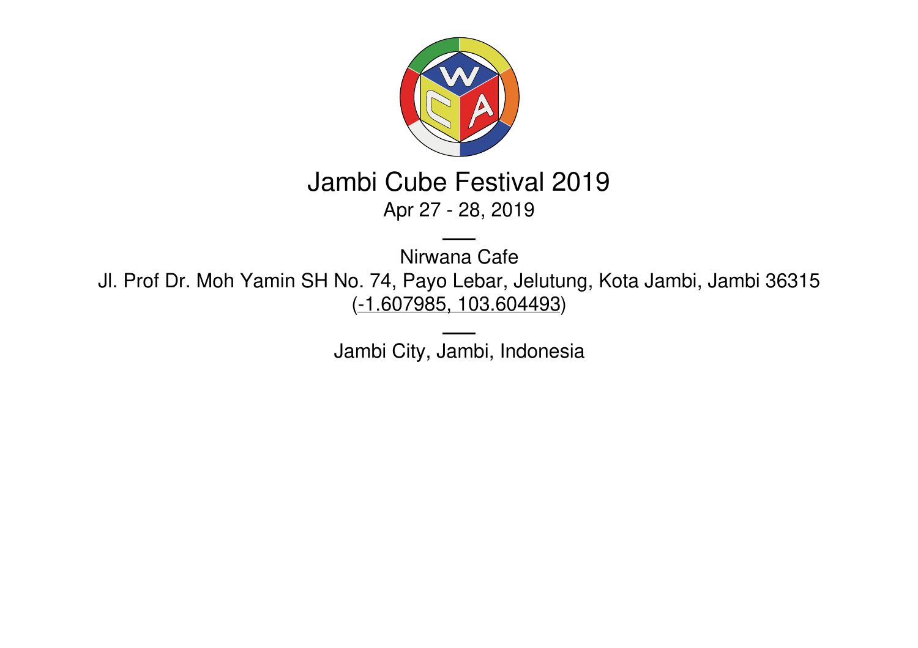# Jambi Cube Festival 2019

Apr 27 - 28, 2019

---

Nirwana Cafe

Jl. Prof Dr. Moh Yamin SH No. 74, Payo Lebar, Jelutung, Kota Jambi, Jambi 36315

(-1.607985, 103.604493)

---

Jambi City, Jambi, Indonesia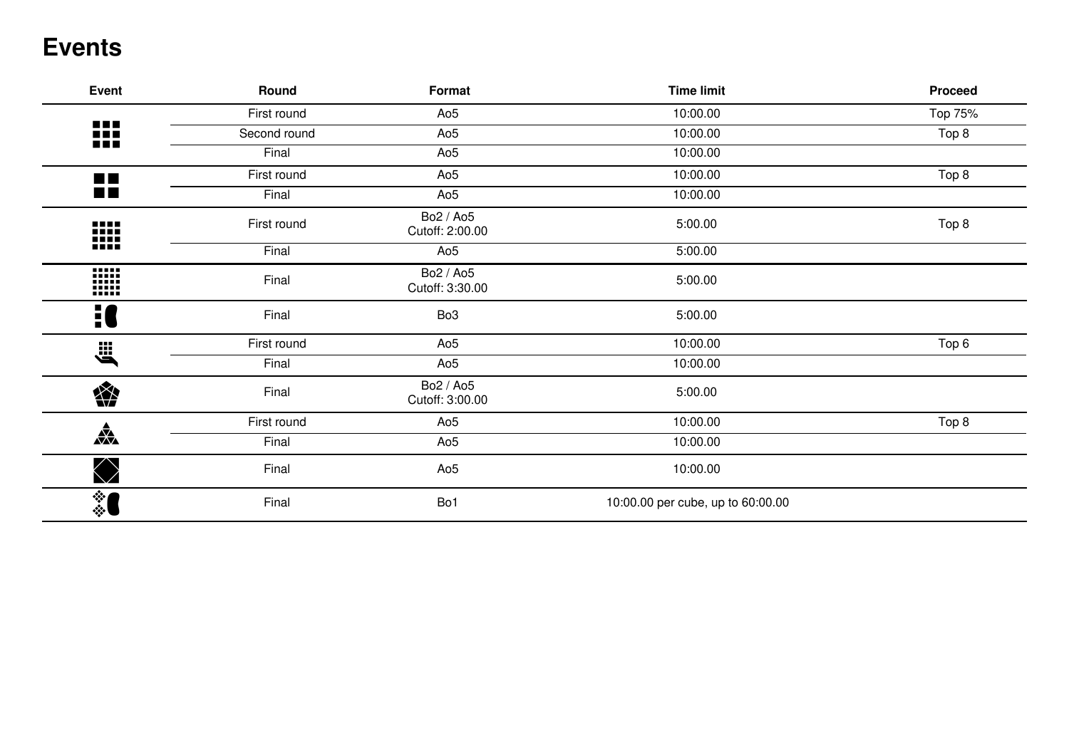# Events

| Event | Round | Format | Time limit | Proceed |
| --- | --- | --- | --- | --- |
| | First round | Ao5 | 10:00.00 | Top 75% |
| | Second round | Ao5 | 10:00.00 | Top 8 |
| | Final | Ao5 | 10:00.00 | |
| | First round | Ao5 | 10:00.00 | Top 8 |
| | Final | Ao5 | 10:00.00 | |
| | First round | Bo2 / Ao5 Cutoff: 2:00.00 | 5:00.00 | Top 8 |
| | Final | Ao5 | 5:00.00 | |
| | Final | Bo2 / Ao5 Cutoff: 3:30.00 | 5:00.00 | |
| | Final | Bo3 | 5:00.00 | |
| | First round | Ao5 | 10:00.00 | Top 6 |
| | Final | Ao5 | 10:00.00 | |
| | Final | Bo2 / Ao5 Cutoff: 3:00.00 | 5:00.00 | |
| | First round | Ao5 | 10:00.00 | Top 8 |
| | Final | Ao5 | 10:00.00 | |
| | Final | Ao5 | 10:00.00 | |
| | Final | Bo1 | 10:00.00 per cube, up to 60:00.00 | |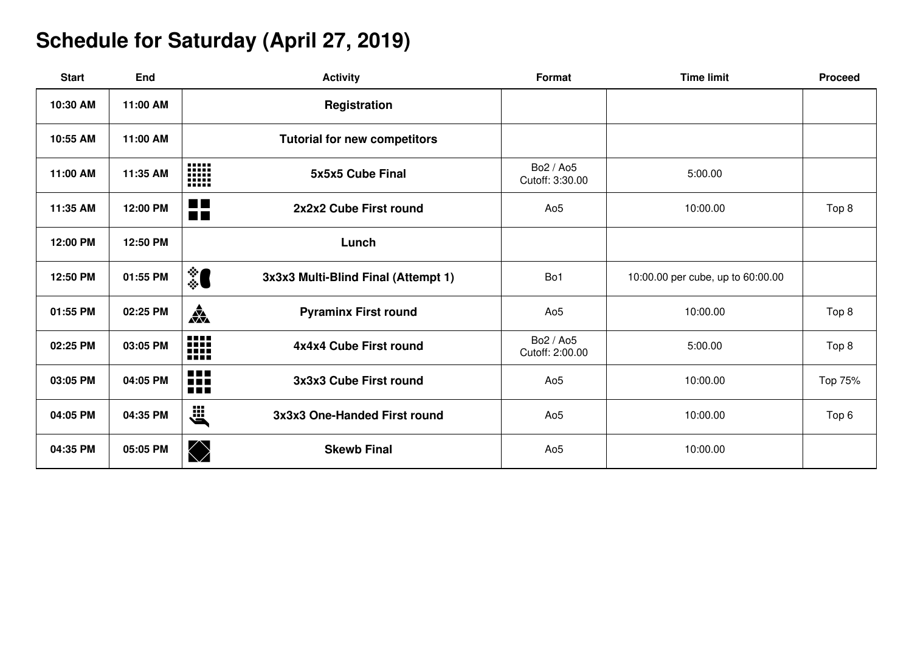# Schedule for Saturday (April 27, 2019)

| Start | End | Activity | Format | Time limit | Proceed |
| --- | --- | --- | --- | --- | --- |
| **10:30 AM** | **11:00 AM** | **Registration** | | | |
| **10:55 AM** | **11:00 AM** | **Tutorial for new competitors** | | | |
| **11:00 AM** | **11:35 AM** | **5x5x5 Cube Final** | Bo2 / Ao5 Cutoff: 3:30.00 | 5:00.00 | |
| **11:35 AM** | **12:00 PM** | **2x2x2 Cube First round** | Ao5 | 10:00.00 | Top 8 |
| **12:00 PM** | **12:50 PM** | **Lunch** | | | |
| **12:50 PM** | **01:55 PM** | **3x3x3 Multi-Blind Final (Attempt 1)** | Bo1 | 10:00.00 per cube, up to 60:00.00 | |
| **01:55 PM** | **02:25 PM** | **Pyraminx First round** | Ao5 | 10:00.00 | Top 8 |
| **02:25 PM** | **03:05 PM** | **4x4x4 Cube First round** | Bo2 / Ao5 Cutoff: 2:00.00 | 5:00.00 | Top 8 |
| **03:05 PM** | **04:05 PM** | **3x3x3 Cube First round** | Ao5 | 10:00.00 | Top 75% |
| **04:05 PM** | **04:35 PM** | **3x3x3 One-Handed First round** | Ao5 | 10:00.00 | Top 6 |
| **04:35 PM** | **05:05 PM** | **Skewb Final** | Ao5 | 10:00.00 | |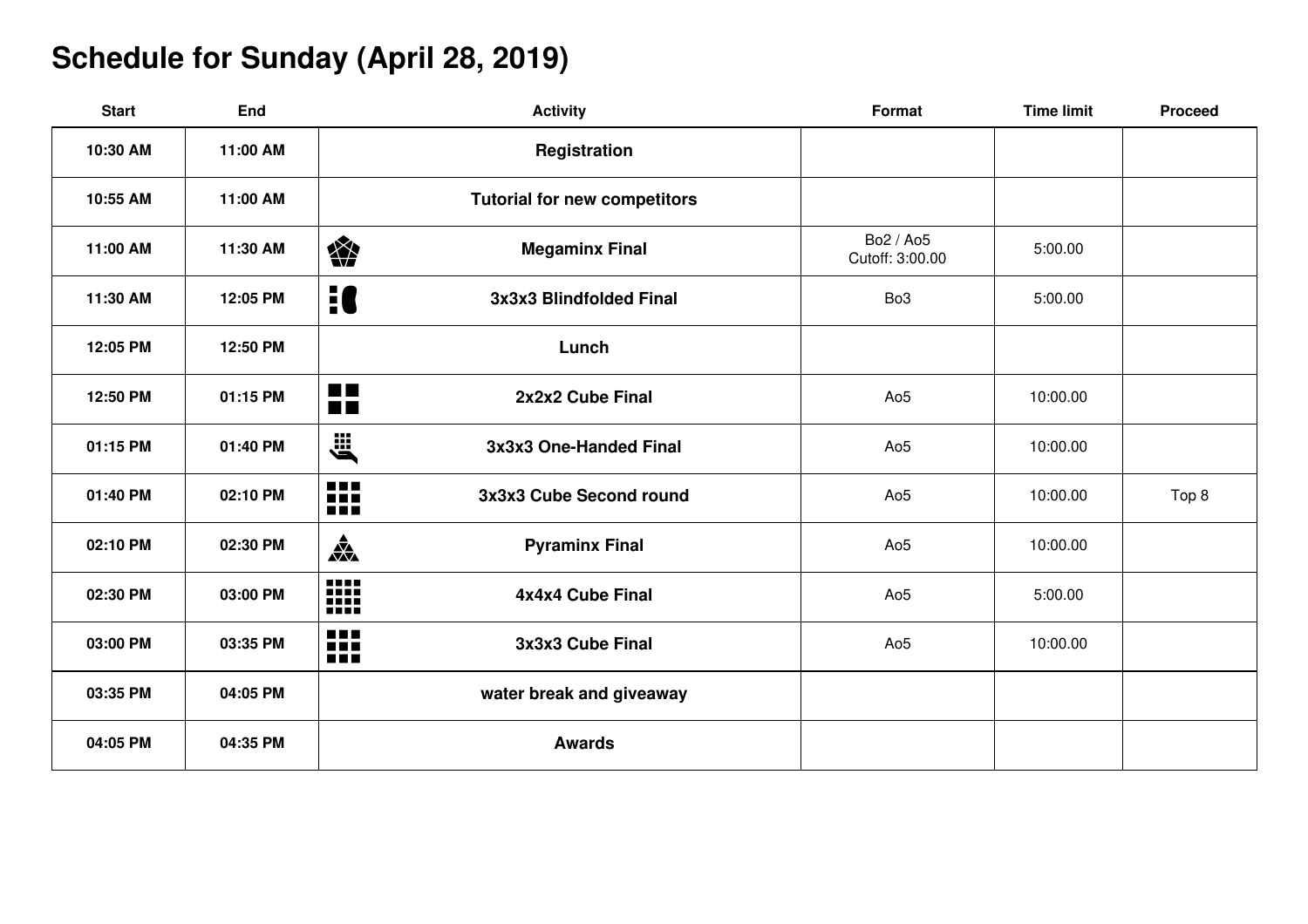# Schedule for Sunday (April 28, 2019)

| Start | End | Activity | Format | Time limit | Proceed |
|---|---|---|---|---|---|
| **10:30 AM** | **11:00 AM** | **Registration** | | | |
| **10:55 AM** | **11:00 AM** | **Tutorial for new competitors** | | | |
| **11:00 AM** | **11:30 AM** | **Megaminx Final** | Bo2 / Ao5<br>Cutoff: 3:00.00 | 5:00.00 | |
| **11:30 AM** | **12:05 PM** | **3x3x3 Blindfolded Final** | Bo3 | 5:00.00 | |
| **12:05 PM** | **12:50 PM** | **Lunch** | | | |
| **12:50 PM** | **01:15 PM** | **2x2x2 Cube Final** | Ao5 | 10:00.00 | |
| **01:15 PM** | **01:40 PM** | **3x3x3 One-Handed Final** | Ao5 | 10:00.00 | |
| **01:40 PM** | **02:10 PM** | **3x3x3 Cube Second round** | Ao5 | 10:00.00 | Top 8 |
| **02:10 PM** | **02:30 PM** | **Pyraminx Final** | Ao5 | 10:00.00 | |
| **02:30 PM** | **03:00 PM** | **4x4x4 Cube Final** | Ao5 | 5:00.00 | |
| **03:00 PM** | **03:35 PM** | **3x3x3 Cube Final** | Ao5 | 10:00.00 | |
| **03:35 PM** | **04:05 PM** | **water break and giveaway** | | | |
| **04:05 PM** | **04:35 PM** | **Awards** | | | |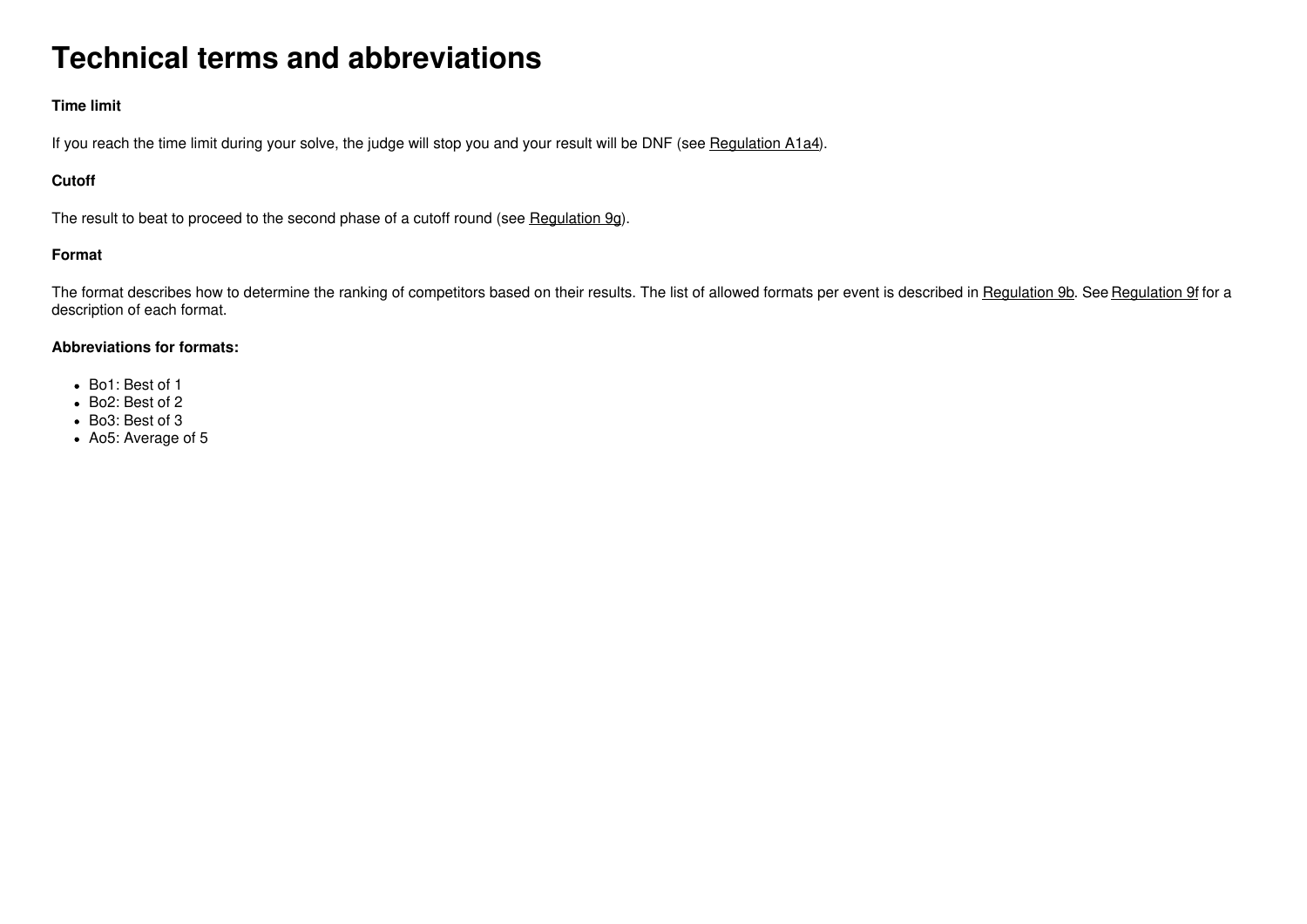# Technical terms and abbreviations

**Time limit**

If you reach the time limit during your solve, the judge will stop you and your result will be DNF (see Regulation A1a4).

**Cutoff**

The result to beat to proceed to the second phase of a cutoff round (see Regulation 9g).

**Format**

The format describes how to determine the ranking of competitors based on their results. The list of allowed formats per event is described in Regulation 9b. See Regulation 9f for a description of each format.

**Abbreviations for formats:**

- Bo1: Best of 1
- Bo2: Best of 2
- Bo3: Best of 3
- Ao5: Average of 5